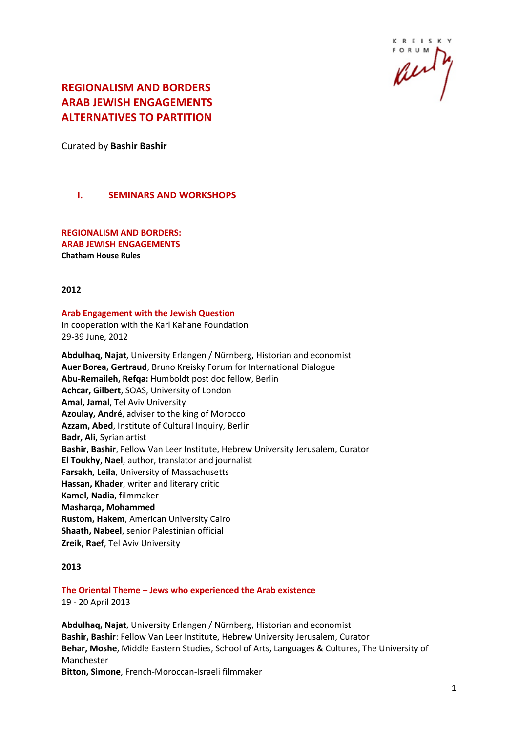# REGIONALISM AND BORDERS
# ARAB JEWISH ENGAGEMENTS
# ALTERNATIVES TO PARTITION

Curated by **Bashir Bashir**

## I. SEMINARS AND WORKSHOPS

### REGIONALISM AND BORDERS: ARAB JEWISH ENGAGEMENTS

**Chatham House Rules**

**2012**

#### Arab Engagement with the Jewish Question

In cooperation with the Karl Kahane Foundation
29-39 June, 2012

**Abdulhaq, Najat**, University Erlangen / Nürnberg, Historian and economist
**Auer Borea, Gertraud**, Bruno Kreisky Forum for International Dialogue
**Abu-Remaileh, Refqa:** Humboldt post doc fellow, Berlin
**Achcar, Gilbert**, SOAS, University of London
**Amal, Jamal**, Tel Aviv University
**Azoulay, André**, adviser to the king of Morocco
**Azzam, Abed**, Institute of Cultural Inquiry, Berlin
**Badr, Ali**, Syrian artist
**Bashir, Bashir**, Fellow Van Leer Institute, Hebrew University Jerusalem, Curator
**El Toukhy, Nael**, author, translator and journalist
**Farsakh, Leila**, University of Massachusetts
**Hassan, Khader**, writer and literary critic
**Kamel, Nadia**, filmmaker
**Masharqa, Mohammed**
**Rustom, Hakem**, American University Cairo
**Shaath, Nabeel**, senior Palestinian official
**Zreik, Raef**, Tel Aviv University

**2013**

#### The Oriental Theme – Jews who experienced the Arab existence

19 - 20 April 2013

**Abdulhaq, Najat**, University Erlangen / Nürnberg, Historian and economist
**Bashir, Bashir**: Fellow Van Leer Institute, Hebrew University Jerusalem, Curator
**Behar, Moshe**, Middle Eastern Studies, School of Arts, Languages & Cultures, The University of Manchester
**Bitton, Simone**, French-Moroccan-Israeli filmmaker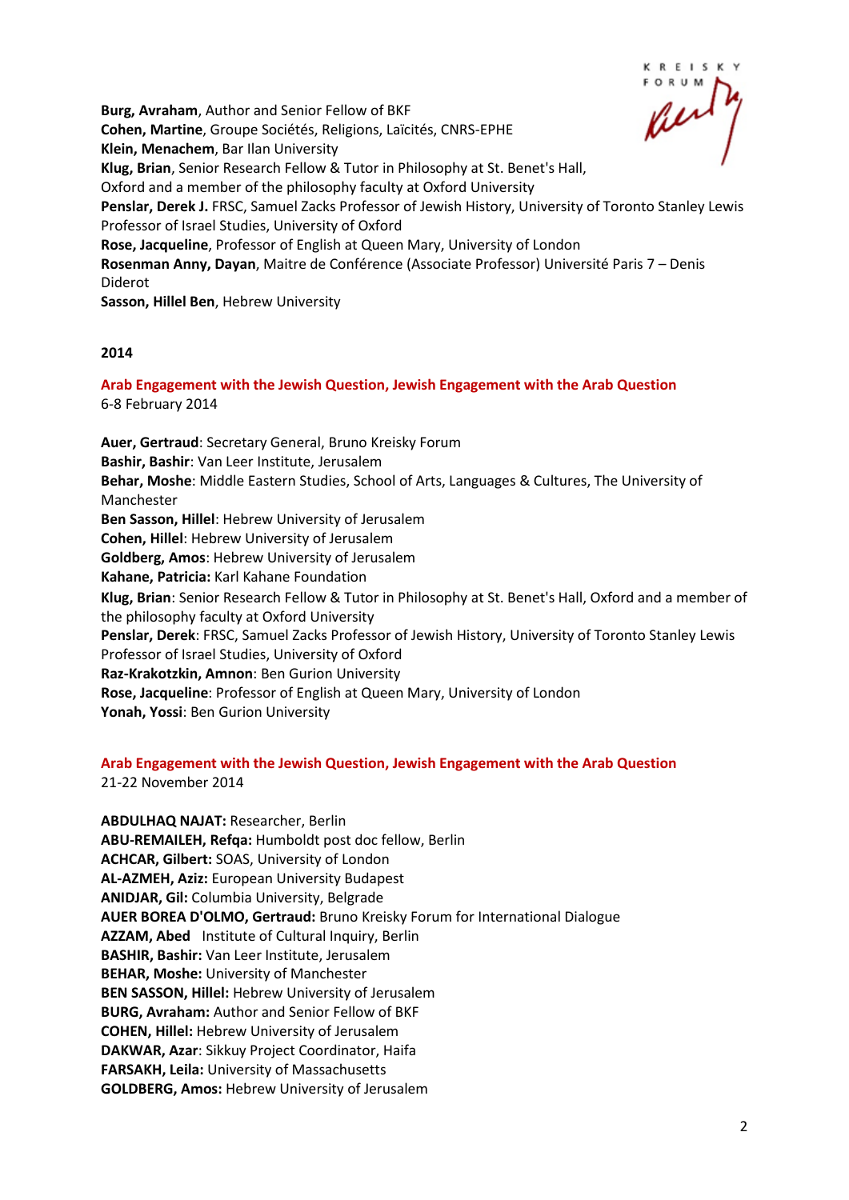**Burg, Avraham**, Author and Senior Fellow of BKF
**Cohen, Martine**, Groupe Sociétés, Religions, Laïcités, CNRS-EPHE
**Klein, Menachem**, Bar Ilan University
**Klug, Brian**, Senior Research Fellow & Tutor in Philosophy at St. Benet's Hall, Oxford and a member of the philosophy faculty at Oxford University
**Penslar, Derek J.** FRSC, Samuel Zacks Professor of Jewish History, University of Toronto Stanley Lewis Professor of Israel Studies, University of Oxford
**Rose, Jacqueline**, Professor of English at Queen Mary, University of London
**Rosenman Anny, Dayan**, Maitre de Conférence (Associate Professor) Université Paris 7 – Denis Diderot
**Sasson, Hillel Ben**, Hebrew University

**2014**

**Arab Engagement with the Jewish Question, Jewish Engagement with the Arab Question**
6-8 February 2014

**Auer, Gertraud**: Secretary General, Bruno Kreisky Forum
**Bashir, Bashir**: Van Leer Institute, Jerusalem
**Behar, Moshe**: Middle Eastern Studies, School of Arts, Languages & Cultures, The University of Manchester
**Ben Sasson, Hillel**: Hebrew University of Jerusalem
**Cohen, Hillel**: Hebrew University of Jerusalem
**Goldberg, Amos**: Hebrew University of Jerusalem
**Kahane, Patricia:** Karl Kahane Foundation
**Klug, Brian**: Senior Research Fellow & Tutor in Philosophy at St. Benet's Hall, Oxford and a member of the philosophy faculty at Oxford University
**Penslar, Derek**: FRSC, Samuel Zacks Professor of Jewish History, University of Toronto Stanley Lewis Professor of Israel Studies, University of Oxford
**Raz-Krakotzkin, Amnon**: Ben Gurion University
**Rose, Jacqueline**: Professor of English at Queen Mary, University of London
**Yonah, Yossi**: Ben Gurion University

**Arab Engagement with the Jewish Question, Jewish Engagement with the Arab Question**
21-22 November 2014

**ABDULHAQ NAJAT:** Researcher, Berlin
**ABU-REMAILEH, Refqa:** Humboldt post doc fellow, Berlin
**ACHCAR, Gilbert:** SOAS, University of London
**AL-AZMEH, Aziz:** European University Budapest
**ANIDJAR, Gil:** Columbia University, Belgrade
**AUER BOREA D'OLMO, Gertraud:** Bruno Kreisky Forum for International Dialogue
**AZZAM, Abed** Institute of Cultural Inquiry, Berlin
**BASHIR, Bashir:** Van Leer Institute, Jerusalem
**BEHAR, Moshe:** University of Manchester
**BEN SASSON, Hillel:** Hebrew University of Jerusalem
**BURG, Avraham:** Author and Senior Fellow of BKF
**COHEN, Hillel:** Hebrew University of Jerusalem
**DAKWAR, Azar**: Sikkuy Project Coordinator, Haifa
**FARSAKH, Leila:** University of Massachusetts
**GOLDBERG, Amos:** Hebrew University of Jerusalem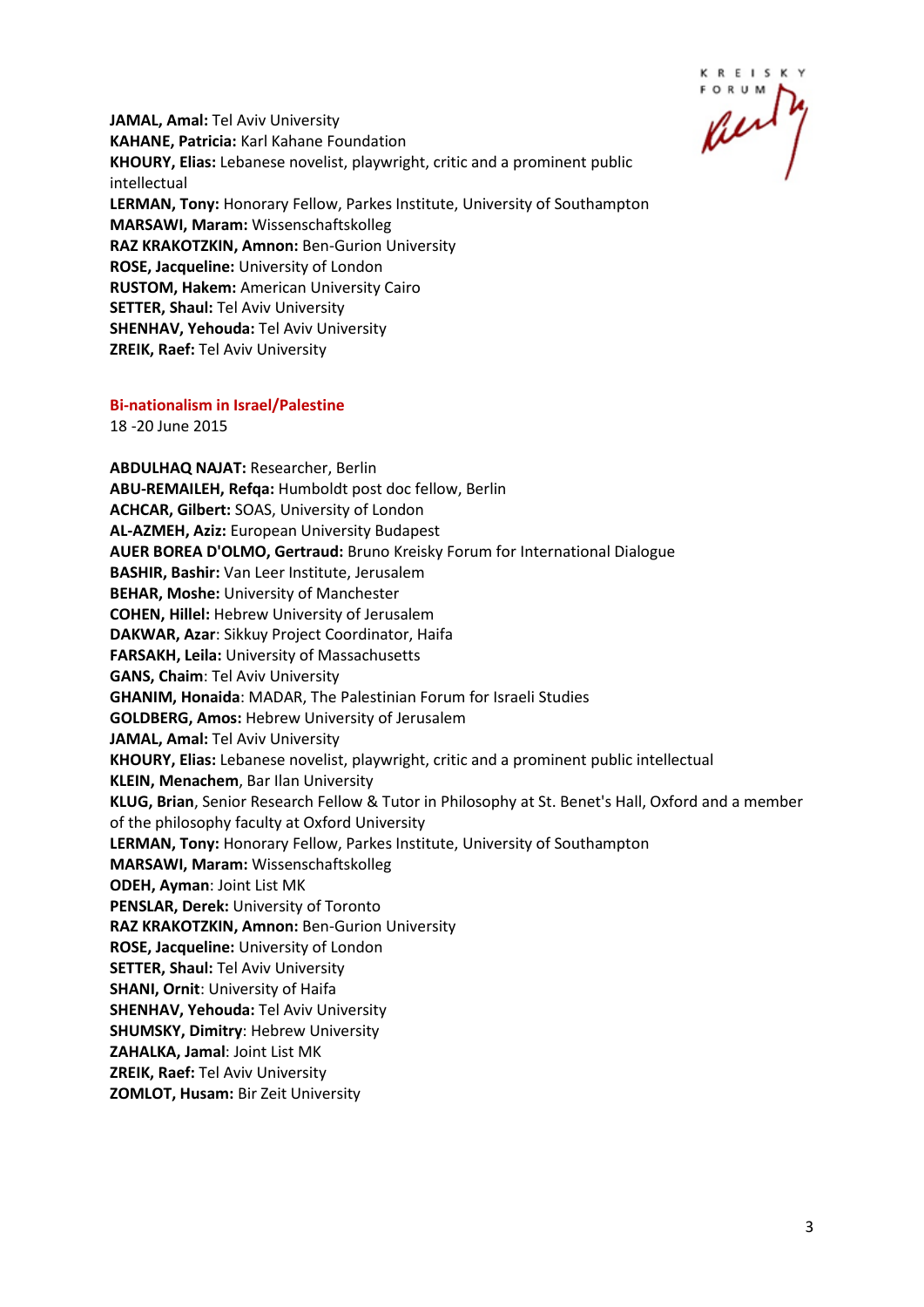**JAMAL, Amal:** Tel Aviv University
**KAHANE, Patricia:** Karl Kahane Foundation
**KHOURY, Elias:** Lebanese novelist, playwright, critic and a prominent public intellectual
**LERMAN, Tony:** Honorary Fellow, Parkes Institute, University of Southampton
**MARSAWI, Maram:** Wissenschaftskolleg
**RAZ KRAKOTZKIN, Amnon:** Ben-Gurion University
**ROSE, Jacqueline:** University of London
**RUSTOM, Hakem:** American University Cairo
**SETTER, Shaul:** Tel Aviv University
**SHENHAV, Yehouda:** Tel Aviv University
**ZREIK, Raef:** Tel Aviv University

## Bi-nationalism in Israel/Palestine

18 -20 June 2015

**ABDULHAQ NAJAT:** Researcher, Berlin
**ABU-REMAILEH, Refqa:** Humboldt post doc fellow, Berlin
**ACHCAR, Gilbert:** SOAS, University of London
**AL-AZMEH, Aziz:** European University Budapest
**AUER BOREA D'OLMO, Gertraud:** Bruno Kreisky Forum for International Dialogue
**BASHIR, Bashir:** Van Leer Institute, Jerusalem
**BEHAR, Moshe:** University of Manchester
**COHEN, Hillel:** Hebrew University of Jerusalem
**DAKWAR, Azar**: Sikkuy Project Coordinator, Haifa
**FARSAKH, Leila:** University of Massachusetts
**GANS, Chaim**: Tel Aviv University
**GHANIM, Honaida**: MADAR, The Palestinian Forum for Israeli Studies
**GOLDBERG, Amos:** Hebrew University of Jerusalem
**JAMAL, Amal:** Tel Aviv University
**KHOURY, Elias:** Lebanese novelist, playwright, critic and a prominent public intellectual
**KLEIN, Menachem**, Bar Ilan University
**KLUG, Brian**, Senior Research Fellow & Tutor in Philosophy at St. Benet's Hall, Oxford and a member of the philosophy faculty at Oxford University
**LERMAN, Tony:** Honorary Fellow, Parkes Institute, University of Southampton
**MARSAWI, Maram:** Wissenschaftskolleg
**ODEH, Ayman**: Joint List MK
**PENSLAR, Derek:** University of Toronto
**RAZ KRAKOTZKIN, Amnon:** Ben-Gurion University
**ROSE, Jacqueline:** University of London
**SETTER, Shaul:** Tel Aviv University
**SHANI, Ornit**: University of Haifa
**SHENHAV, Yehouda:** Tel Aviv University
**SHUMSKY, Dimitry**: Hebrew University
**ZAHALKA, Jamal**: Joint List MK
**ZREIK, Raef:** Tel Aviv University
**ZOMLOT, Husam:** Bir Zeit University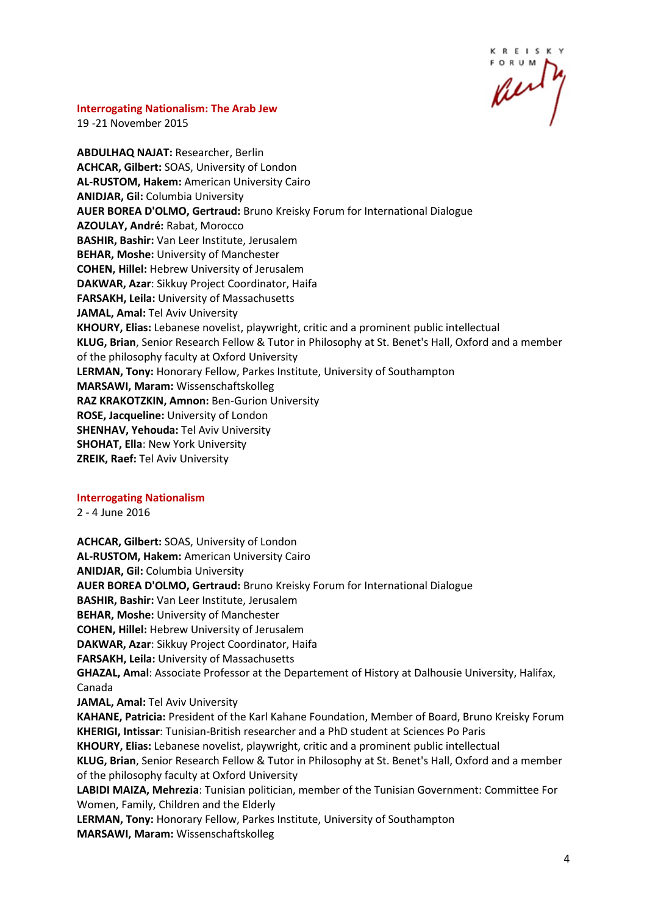## Interrogating Nationalism: The Arab Jew

19 -21 November 2015

**ABDULHAQ NAJAT:** Researcher, Berlin
**ACHCAR, Gilbert:** SOAS, University of London
**AL-RUSTOM, Hakem:** American University Cairo
**ANIDJAR, Gil:** Columbia University
**AUER BOREA D'OLMO, Gertraud:** Bruno Kreisky Forum for International Dialogue
**AZOULAY, André:** Rabat, Morocco
**BASHIR, Bashir:** Van Leer Institute, Jerusalem
**BEHAR, Moshe:** University of Manchester
**COHEN, Hillel:** Hebrew University of Jerusalem
**DAKWAR, Azar**: Sikkuy Project Coordinator, Haifa
**FARSAKH, Leila:** University of Massachusetts
**JAMAL, Amal:** Tel Aviv University
**KHOURY, Elias:** Lebanese novelist, playwright, critic and a prominent public intellectual
**KLUG, Brian**, Senior Research Fellow & Tutor in Philosophy at St. Benet's Hall, Oxford and a member of the philosophy faculty at Oxford University
**LERMAN, Tony:** Honorary Fellow, Parkes Institute, University of Southampton
**MARSAWI, Maram:** Wissenschaftskolleg
**RAZ KRAKOTZKIN, Amnon:** Ben-Gurion University
**ROSE, Jacqueline:** University of London
**SHENHAV, Yehouda:** Tel Aviv University
**SHOHAT, Ella**: New York University
**ZREIK, Raef:** Tel Aviv University

## Interrogating Nationalism

2 - 4 June 2016

**ACHCAR, Gilbert:** SOAS, University of London
**AL-RUSTOM, Hakem:** American University Cairo
**ANIDJAR, Gil:** Columbia University
**AUER BOREA D'OLMO, Gertraud:** Bruno Kreisky Forum for International Dialogue
**BASHIR, Bashir:** Van Leer Institute, Jerusalem
**BEHAR, Moshe:** University of Manchester
**COHEN, Hillel:** Hebrew University of Jerusalem
**DAKWAR, Azar**: Sikkuy Project Coordinator, Haifa
**FARSAKH, Leila:** University of Massachusetts
**GHAZAL, Amal**: Associate Professor at the Departement of History at Dalhousie University, Halifax, Canada
**JAMAL, Amal:** Tel Aviv University
**KAHANE, Patricia:** President of the Karl Kahane Foundation, Member of Board, Bruno Kreisky Forum
**KHERIGI, Intissar**: Tunisian-British researcher and a PhD student at Sciences Po Paris
**KHOURY, Elias:** Lebanese novelist, playwright, critic and a prominent public intellectual
**KLUG, Brian**, Senior Research Fellow & Tutor in Philosophy at St. Benet's Hall, Oxford and a member of the philosophy faculty at Oxford University
**LABIDI MAIZA, Mehrezia**: Tunisian politician, member of the Tunisian Government: Committee For Women, Family, Children and the Elderly
**LERMAN, Tony:** Honorary Fellow, Parkes Institute, University of Southampton
**MARSAWI, Maram:** Wissenschaftskolleg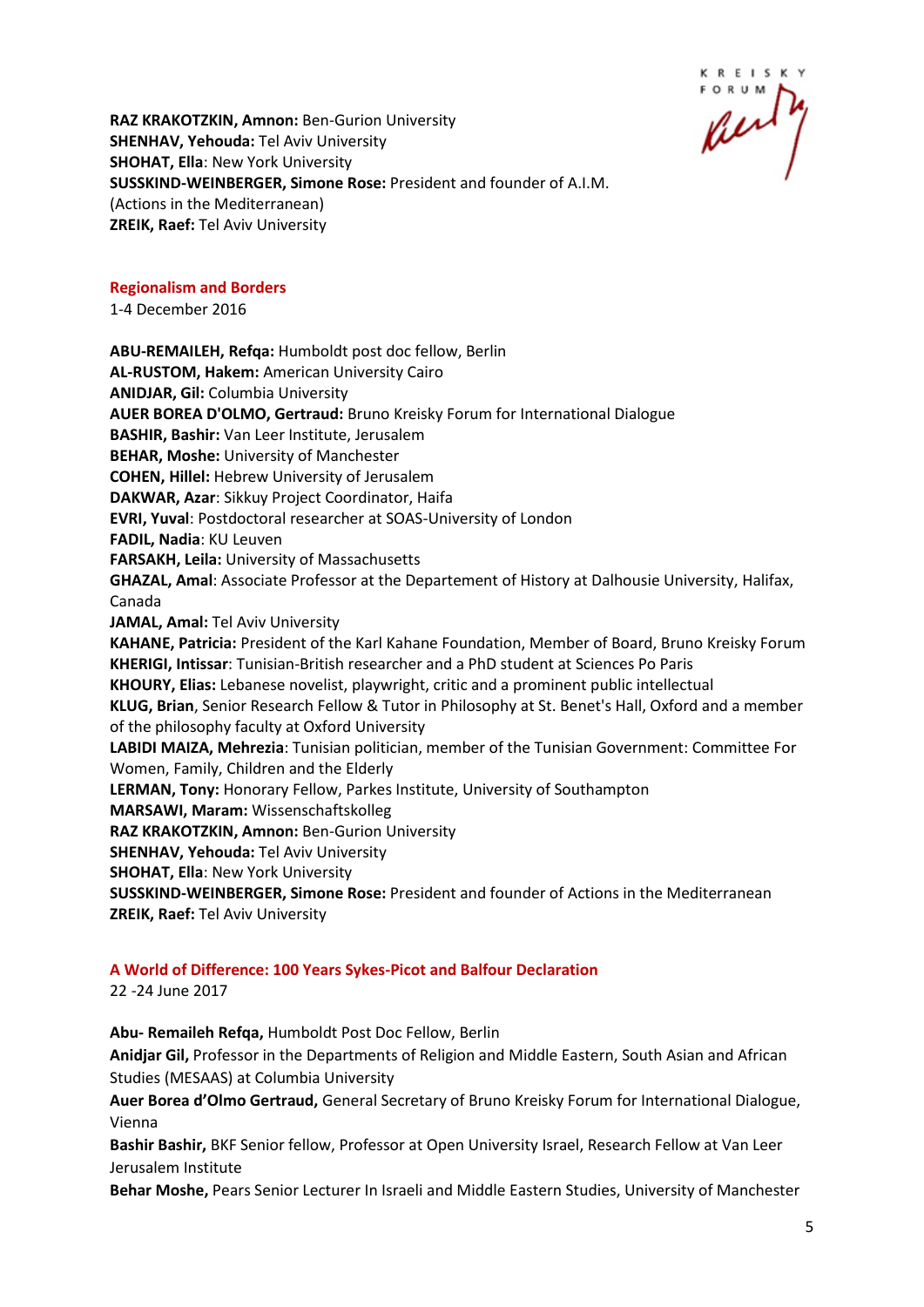**RAZ KRAKOTZKIN, Amnon:** Ben-Gurion University
**SHENHAV, Yehouda:** Tel Aviv University
**SHOHAT, Ella**: New York University
**SUSSKIND-WEINBERGER, Simone Rose:** President and founder of A.I.M. (Actions in the Mediterranean)
**ZREIK, Raef:** Tel Aviv University

## Regionalism and Borders

1-4 December 2016

**ABU-REMAILEH, Refqa:** Humboldt post doc fellow, Berlin
**AL-RUSTOM, Hakem:** American University Cairo
**ANIDJAR, Gil:** Columbia University
**AUER BOREA D'OLMO, Gertraud:** Bruno Kreisky Forum for International Dialogue
**BASHIR, Bashir:** Van Leer Institute, Jerusalem
**BEHAR, Moshe:** University of Manchester
**COHEN, Hillel:** Hebrew University of Jerusalem
**DAKWAR, Azar**: Sikkuy Project Coordinator, Haifa
**EVRI, Yuval**: Postdoctoral researcher at SOAS-University of London
**FADIL, Nadia**: KU Leuven
**FARSAKH, Leila:** University of Massachusetts
**GHAZAL, Amal**: Associate Professor at the Departement of History at Dalhousie University, Halifax, Canada
**JAMAL, Amal:** Tel Aviv University
**KAHANE, Patricia:** President of the Karl Kahane Foundation, Member of Board, Bruno Kreisky Forum
**KHERIGI, Intissar**: Tunisian-British researcher and a PhD student at Sciences Po Paris
**KHOURY, Elias:** Lebanese novelist, playwright, critic and a prominent public intellectual
**KLUG, Brian**, Senior Research Fellow & Tutor in Philosophy at St. Benet's Hall, Oxford and a member of the philosophy faculty at Oxford University
**LABIDI MAIZA, Mehrezia**: Tunisian politician, member of the Tunisian Government: Committee For Women, Family, Children and the Elderly
**LERMAN, Tony:** Honorary Fellow, Parkes Institute, University of Southampton
**MARSAWI, Maram:** Wissenschaftskolleg
**RAZ KRAKOTZKIN, Amnon:** Ben-Gurion University
**SHENHAV, Yehouda:** Tel Aviv University
**SHOHAT, Ella**: New York University
**SUSSKIND-WEINBERGER, Simone Rose:** President and founder of Actions in the Mediterranean
**ZREIK, Raef:** Tel Aviv University

## A World of Difference: 100 Years Sykes-Picot and Balfour Declaration

22 -24 June 2017

**Abu- Remaileh Refqa,** Humboldt Post Doc Fellow, Berlin
**Anidjar Gil,** Professor in the Departments of Religion and Middle Eastern, South Asian and African Studies (MESAAS) at Columbia University
**Auer Borea d'Olmo Gertraud,** General Secretary of Bruno Kreisky Forum for International Dialogue, Vienna
**Bashir Bashir,** BKF Senior fellow, Professor at Open University Israel, Research Fellow at Van Leer Jerusalem Institute
**Behar Moshe,** Pears Senior Lecturer In Israeli and Middle Eastern Studies, University of Manchester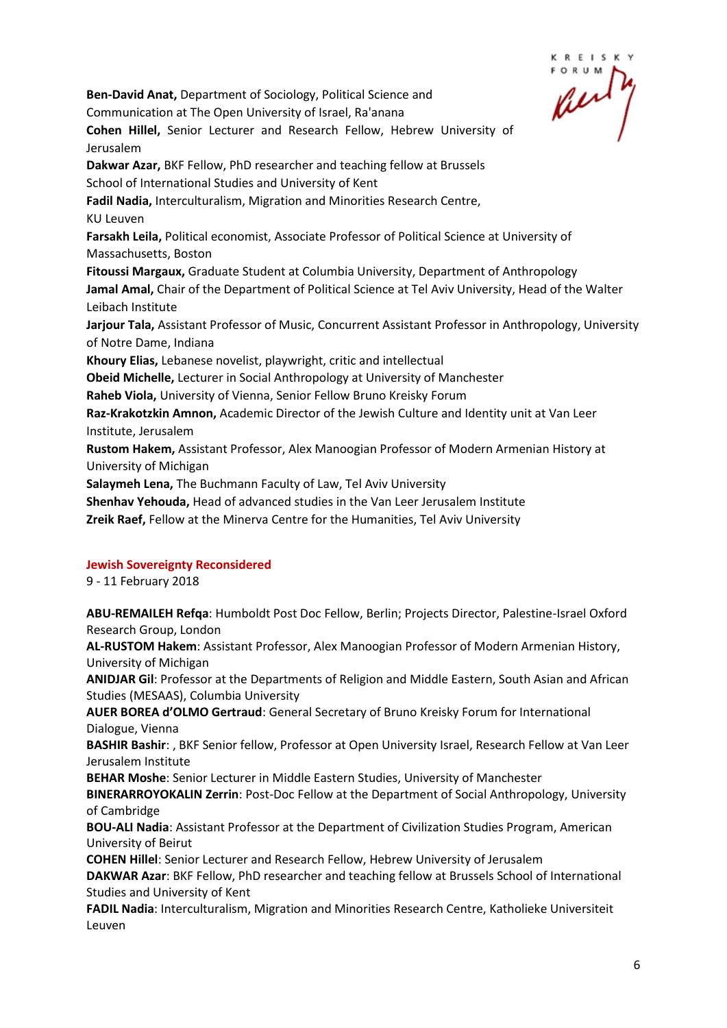**Ben-David Anat,** Department of Sociology, Political Science and Communication at The Open University of Israel, Ra'anana

**Cohen Hillel,** Senior Lecturer and Research Fellow, Hebrew University of Jerusalem

**Dakwar Azar,** BKF Fellow, PhD researcher and teaching fellow at Brussels School of International Studies and University of Kent

**Fadil Nadia,** Interculturalism, Migration and Minorities Research Centre, KU Leuven

**Farsakh Leila,** Political economist, Associate Professor of Political Science at University of Massachusetts, Boston

**Fitoussi Margaux,** Graduate Student at Columbia University, Department of Anthropology

**Jamal Amal,** Chair of the Department of Political Science at Tel Aviv University, Head of the Walter Leibach Institute

**Jarjour Tala,** Assistant Professor of Music, Concurrent Assistant Professor in Anthropology, University of Notre Dame, Indiana

**Khoury Elias,** Lebanese novelist, playwright, critic and intellectual

**Obeid Michelle,** Lecturer in Social Anthropology at University of Manchester

**Raheb Viola,** University of Vienna, Senior Fellow Bruno Kreisky Forum

**Raz-Krakotzkin Amnon,** Academic Director of the Jewish Culture and Identity unit at Van Leer Institute, Jerusalem

**Rustom Hakem,** Assistant Professor, Alex Manoogian Professor of Modern Armenian History at University of Michigan

**Salaymeh Lena,** The Buchmann Faculty of Law, Tel Aviv University

**Shenhav Yehouda,** Head of advanced studies in the Van Leer Jerusalem Institute

**Zreik Raef,** Fellow at the Minerva Centre for the Humanities, Tel Aviv University

## Jewish Sovereignty Reconsidered

9 - 11 February 2018

**ABU-REMAILEH Refqa**: Humboldt Post Doc Fellow, Berlin; Projects Director, Palestine-Israel Oxford Research Group, London

**AL-RUSTOM Hakem**: Assistant Professor, Alex Manoogian Professor of Modern Armenian History, University of Michigan

**ANIDJAR Gil**: Professor at the Departments of Religion and Middle Eastern, South Asian and African Studies (MESAAS), Columbia University

**AUER BOREA d'OLMO Gertraud**: General Secretary of Bruno Kreisky Forum for International Dialogue, Vienna

**BASHIR Bashir**: , BKF Senior fellow, Professor at Open University Israel, Research Fellow at Van Leer Jerusalem Institute

**BEHAR Moshe**: Senior Lecturer in Middle Eastern Studies, University of Manchester

**BINERARROYOKALIN Zerrin**: Post-Doc Fellow at the Department of Social Anthropology, University of Cambridge

**BOU-ALI Nadia**: Assistant Professor at the Department of Civilization Studies Program, American University of Beirut

**COHEN Hillel**: Senior Lecturer and Research Fellow, Hebrew University of Jerusalem

**DAKWAR Azar**: BKF Fellow, PhD researcher and teaching fellow at Brussels School of International Studies and University of Kent

**FADIL Nadia**: Interculturalism, Migration and Minorities Research Centre, Katholieke Universiteit Leuven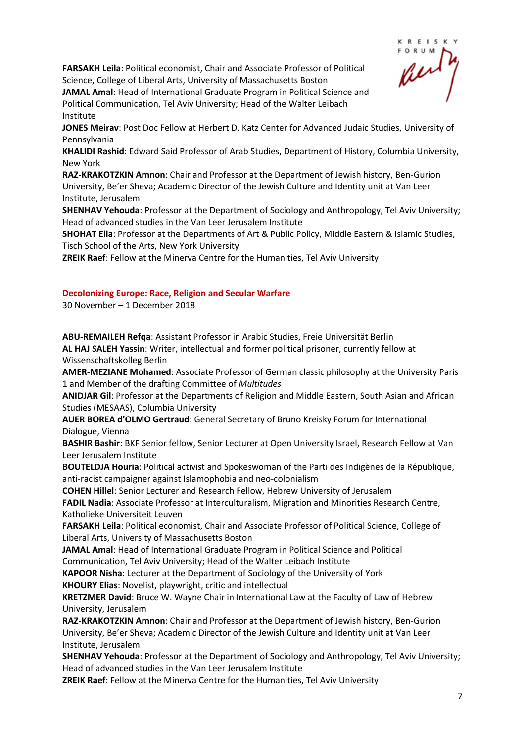**FARSAKH Leila**: Political economist, Chair and Associate Professor of Political Science, College of Liberal Arts, University of Massachusetts Boston

**JAMAL Amal**: Head of International Graduate Program in Political Science and Political Communication, Tel Aviv University; Head of the Walter Leibach Institute

**JONES Meirav**: Post Doc Fellow at Herbert D. Katz Center for Advanced Judaic Studies, University of Pennsylvania

**KHALIDI Rashid**: Edward Said Professor of Arab Studies, Department of History, Columbia University, New York

**RAZ-KRAKOTZKIN Amnon**: Chair and Professor at the Department of Jewish history, Ben-Gurion University, Be'er Sheva; Academic Director of the Jewish Culture and Identity unit at Van Leer Institute, Jerusalem

**SHENHAV Yehouda**: Professor at the Department of Sociology and Anthropology, Tel Aviv University; Head of advanced studies in the Van Leer Jerusalem Institute

**SHOHAT Ella**: Professor at the Departments of Art & Public Policy, Middle Eastern & Islamic Studies, Tisch School of the Arts, New York University

**ZREIK Raef**: Fellow at the Minerva Centre for the Humanities, Tel Aviv University

## Decolonizing Europe: Race, Religion and Secular Warfare

30 November – 1 December 2018

**ABU-REMAILEH Refqa**: Assistant Professor in Arabic Studies, Freie Universität Berlin

**AL HAJ SALEH Yassin**: Writer, intellectual and former political prisoner, currently fellow at Wissenschaftskolleg Berlin

**AMER-MEZIANE Mohamed**: Associate Professor of German classic philosophy at the University Paris 1 and Member of the drafting Committee of *Multitudes*

**ANIDJAR Gil**: Professor at the Departments of Religion and Middle Eastern, South Asian and African Studies (MESAAS), Columbia University

**AUER BOREA d'OLMO Gertraud**: General Secretary of Bruno Kreisky Forum for International Dialogue, Vienna

**BASHIR Bashir**: BKF Senior fellow, Senior Lecturer at Open University Israel, Research Fellow at Van Leer Jerusalem Institute

**BOUTELDJA Houria**: Political activist and Spokeswoman of the Parti des Indigènes de la République, anti-racist campaigner against Islamophobia and neo-colonialism

**COHEN Hillel**: Senior Lecturer and Research Fellow, Hebrew University of Jerusalem

**FADIL Nadia**: Associate Professor at Interculturalism, Migration and Minorities Research Centre, Katholieke Universiteit Leuven

**FARSAKH Leila**: Political economist, Chair and Associate Professor of Political Science, College of Liberal Arts, University of Massachusetts Boston

**JAMAL Amal**: Head of International Graduate Program in Political Science and Political Communication, Tel Aviv University; Head of the Walter Leibach Institute

**KAPOOR Nisha**: Lecturer at the Department of Sociology of the University of York

**KHOURY Elias**: Novelist, playwright, critic and intellectual

**KRETZMER David**: Bruce W. Wayne Chair in International Law at the Faculty of Law of Hebrew University, Jerusalem

**RAZ-KRAKOTZKIN Amnon**: Chair and Professor at the Department of Jewish history, Ben-Gurion University, Be'er Sheva; Academic Director of the Jewish Culture and Identity unit at Van Leer Institute, Jerusalem

**SHENHAV Yehouda**: Professor at the Department of Sociology and Anthropology, Tel Aviv University; Head of advanced studies in the Van Leer Jerusalem Institute

**ZREIK Raef**: Fellow at the Minerva Centre for the Humanities, Tel Aviv University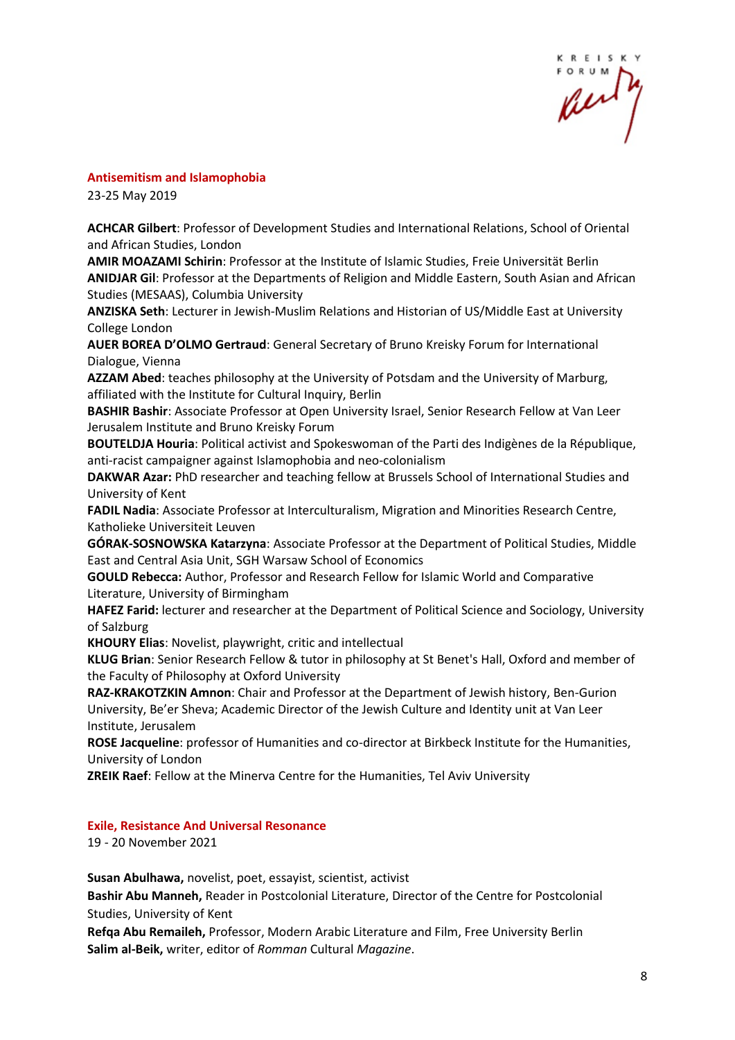## Antisemitism and Islamophobia

23-25 May 2019

**ACHCAR Gilbert**: Professor of Development Studies and International Relations, School of Oriental and African Studies, London
**AMIR MOAZAMI Schirin**: Professor at the Institute of Islamic Studies, Freie Universität Berlin
**ANIDJAR Gil**: Professor at the Departments of Religion and Middle Eastern, South Asian and African Studies (MESAAS), Columbia University
**ANZISKA Seth**: Lecturer in Jewish-Muslim Relations and Historian of US/Middle East at University College London
**AUER BOREA D'OLMO Gertraud**: General Secretary of Bruno Kreisky Forum for International Dialogue, Vienna
**AZZAM Abed**: teaches philosophy at the University of Potsdam and the University of Marburg, affiliated with the Institute for Cultural Inquiry, Berlin
**BASHIR Bashir**: Associate Professor at Open University Israel, Senior Research Fellow at Van Leer Jerusalem Institute and Bruno Kreisky Forum
**BOUTELDJA Houria**: Political activist and Spokeswoman of the Parti des Indigènes de la République, anti-racist campaigner against Islamophobia and neo-colonialism
**DAKWAR Azar:** PhD researcher and teaching fellow at Brussels School of International Studies and University of Kent
**FADIL Nadia**: Associate Professor at Interculturalism, Migration and Minorities Research Centre, Katholieke Universiteit Leuven
**GÓRAK-SOSNOWSKA Katarzyna**: Associate Professor at the Department of Political Studies, Middle East and Central Asia Unit, SGH Warsaw School of Economics
**GOULD Rebecca:** Author, Professor and Research Fellow for Islamic World and Comparative Literature, University of Birmingham
**HAFEZ Farid:** lecturer and researcher at the Department of Political Science and Sociology, University of Salzburg
**KHOURY Elias**: Novelist, playwright, critic and intellectual
**KLUG Brian**: Senior Research Fellow & tutor in philosophy at St Benet's Hall, Oxford and member of the Faculty of Philosophy at Oxford University
**RAZ-KRAKOTZKIN Amnon**: Chair and Professor at the Department of Jewish history, Ben-Gurion University, Be'er Sheva; Academic Director of the Jewish Culture and Identity unit at Van Leer Institute, Jerusalem
**ROSE Jacqueline**: professor of Humanities and co-director at Birkbeck Institute for the Humanities, University of London
**ZREIK Raef**: Fellow at the Minerva Centre for the Humanities, Tel Aviv University

## Exile, Resistance And Universal Resonance

19 - 20 November 2021

**Susan Abulhawa,** novelist, poet, essayist, scientist, activist
**Bashir Abu Manneh,** Reader in Postcolonial Literature, Director of the Centre for Postcolonial Studies, University of Kent
**Refqa Abu Remaileh,** Professor, Modern Arabic Literature and Film, Free University Berlin
**Salim al-Beik,** writer, editor of *Romman* Cultural *Magazine*.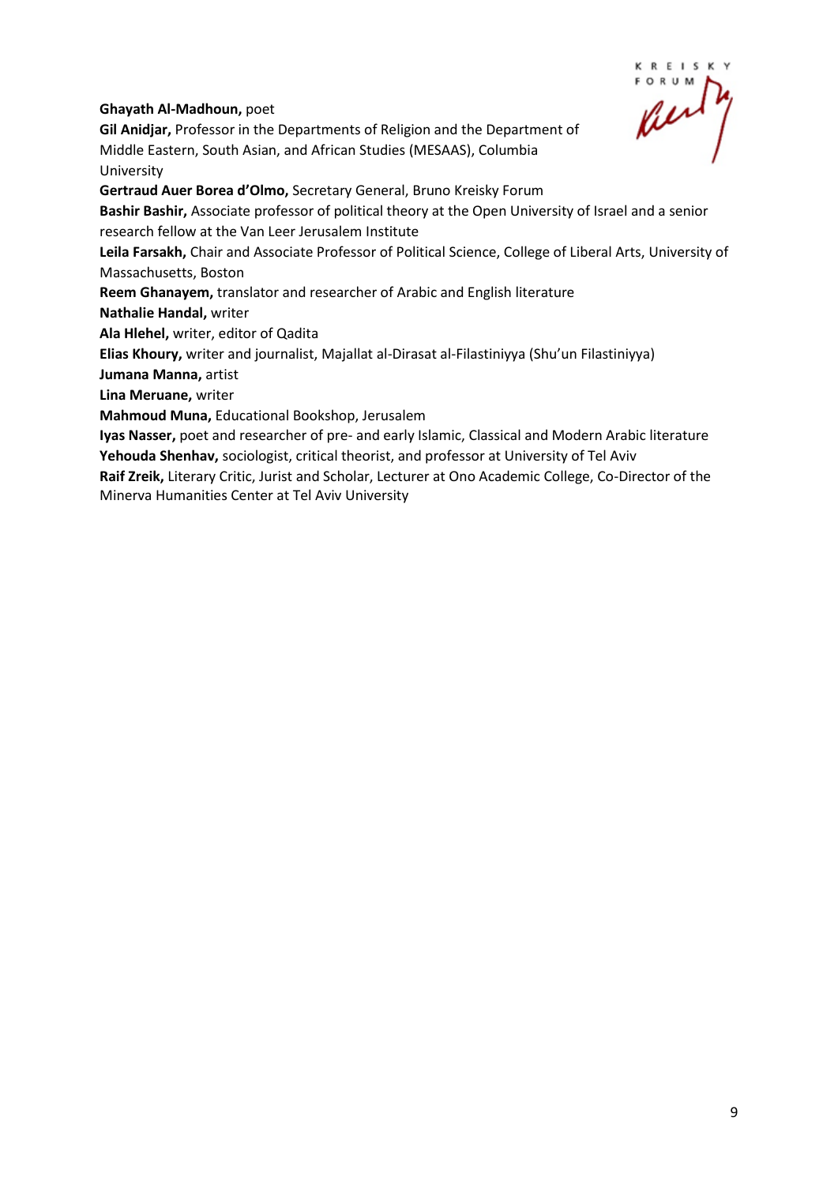**Ghayath Al-Madhoun,** poet
**Gil Anidjar,** Professor in the Departments of Religion and the Department of Middle Eastern, South Asian, and African Studies (MESAAS), Columbia University
**Gertraud Auer Borea d'Olmo,** Secretary General, Bruno Kreisky Forum
**Bashir Bashir,** Associate professor of political theory at the Open University of Israel and a senior research fellow at the Van Leer Jerusalem Institute
**Leila Farsakh,** Chair and Associate Professor of Political Science, College of Liberal Arts, University of Massachusetts, Boston
**Reem Ghanayem,** translator and researcher of Arabic and English literature
**Nathalie Handal,** writer
**Ala Hlehel,** writer, editor of Qadita
**Elias Khoury,** writer and journalist, Majallat al-Dirasat al-Filastiniyya (Shu'un Filastiniyya)
**Jumana Manna,** artist
**Lina Meruane,** writer
**Mahmoud Muna,** Educational Bookshop, Jerusalem
**Iyas Nasser,** poet and researcher of pre- and early Islamic, Classical and Modern Arabic literature
**Yehouda Shenhav,** sociologist, critical theorist, and professor at University of Tel Aviv
**Raif Zreik,** Literary Critic, Jurist and Scholar, Lecturer at Ono Academic College, Co-Director of the Minerva Humanities Center at Tel Aviv University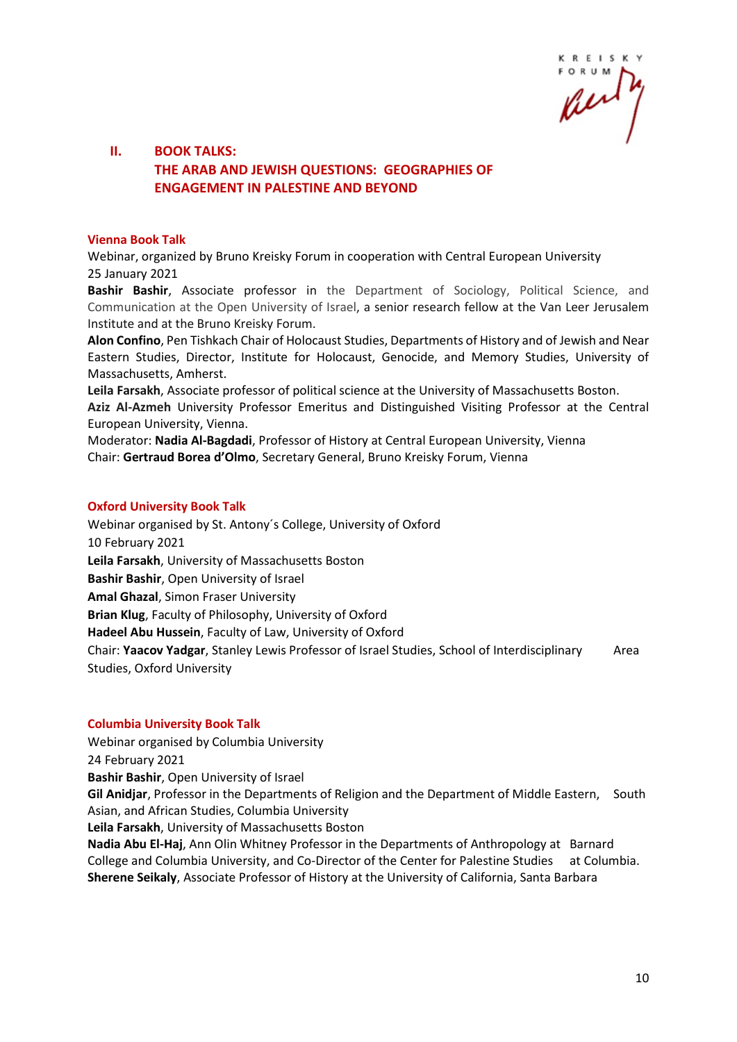## II. BOOK TALKS: THE ARAB AND JEWISH QUESTIONS: GEOGRAPHIES OF ENGAGEMENT IN PALESTINE AND BEYOND

### Vienna Book Talk

Webinar, organized by Bruno Kreisky Forum in cooperation with Central European University
25 January 2021

**Bashir Bashir**, Associate professor in the Department of Sociology, Political Science, and Communication at the Open University of Israel, a senior research fellow at the Van Leer Jerusalem Institute and at the Bruno Kreisky Forum.

**Alon Confino**, Pen Tishkach Chair of Holocaust Studies, Departments of History and of Jewish and Near Eastern Studies, Director, Institute for Holocaust, Genocide, and Memory Studies, University of Massachusetts, Amherst.

**Leila Farsakh**, Associate professor of political science at the University of Massachusetts Boston.

**Aziz Al-Azmeh** University Professor Emeritus and Distinguished Visiting Professor at the Central European University, Vienna.

Moderator: **Nadia Al-Bagdadi**, Professor of History at Central European University, Vienna

Chair: **Gertraud Borea d'Olmo**, Secretary General, Bruno Kreisky Forum, Vienna

### Oxford University Book Talk

Webinar organised by St. Antony´s College, University of Oxford
10 February 2021

**Leila Farsakh**, University of Massachusetts Boston

**Bashir Bashir**, Open University of Israel

**Amal Ghazal**, Simon Fraser University

**Brian Klug**, Faculty of Philosophy, University of Oxford

**Hadeel Abu Hussein**, Faculty of Law, University of Oxford

Chair: **Yaacov Yadgar**, Stanley Lewis Professor of Israel Studies, School of Interdisciplinary Area Studies, Oxford University

### Columbia University Book Talk

Webinar organised by Columbia University
24 February 2021

**Bashir Bashir**, Open University of Israel

**Gil Anidjar**, Professor in the Departments of Religion and the Department of Middle Eastern, South Asian, and African Studies, Columbia University

**Leila Farsakh**, University of Massachusetts Boston

**Nadia Abu El-Haj**, Ann Olin Whitney Professor in the Departments of Anthropology at Barnard College and Columbia University, and Co-Director of the Center for Palestine Studies at Columbia.

**Sherene Seikaly**, Associate Professor of History at the University of California, Santa Barbara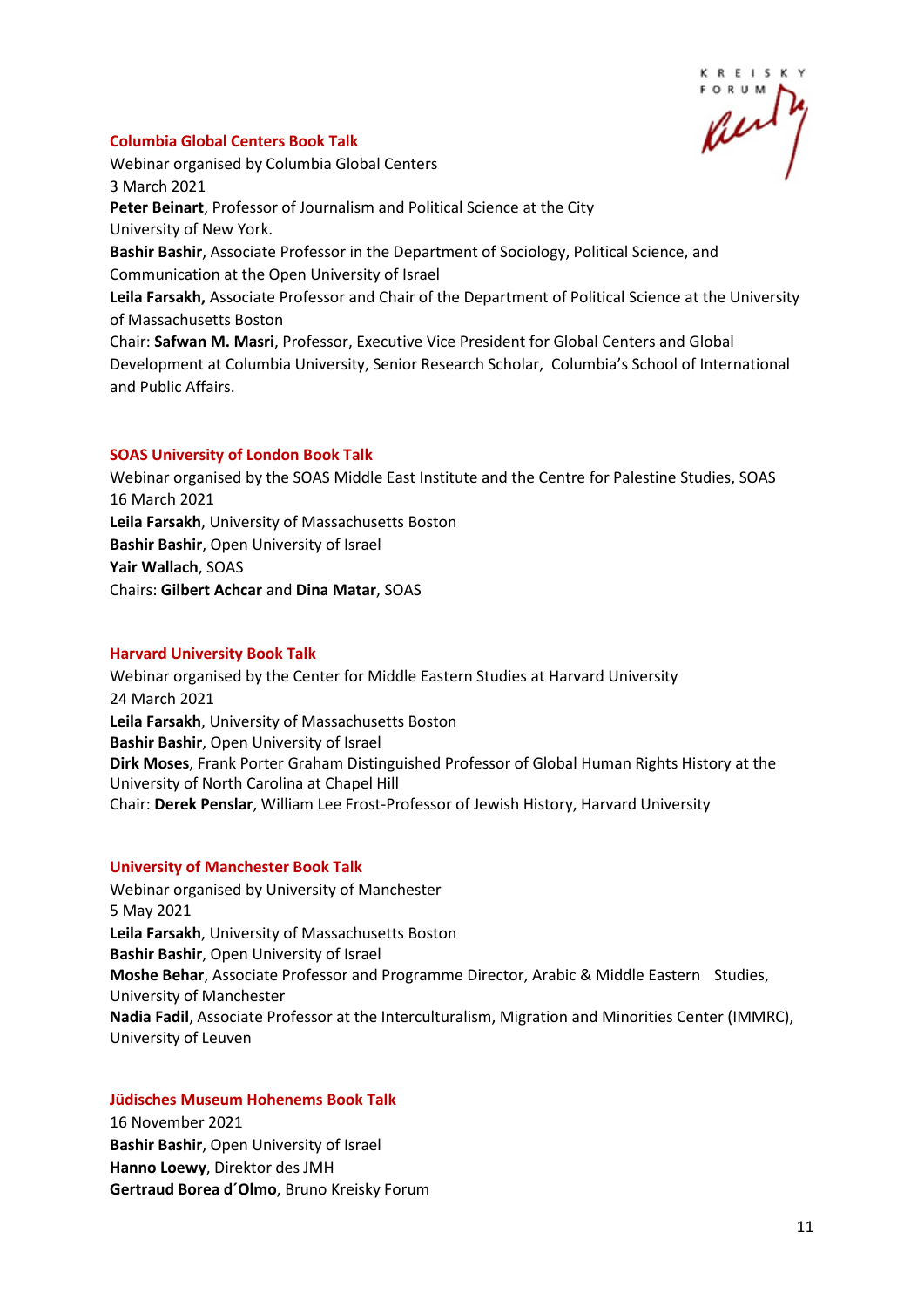### Columbia Global Centers Book Talk

Webinar organised by Columbia Global Centers
3 March 2021
**Peter Beinart**, Professor of Journalism and Political Science at the City University of New York.
**Bashir Bashir**, Associate Professor in the Department of Sociology, Political Science, and Communication at the Open University of Israel
**Leila Farsakh,** Associate Professor and Chair of the Department of Political Science at the University of Massachusetts Boston
Chair: **Safwan M. Masri**, Professor, Executive Vice President for Global Centers and Global Development at Columbia University, Senior Research Scholar, Columbia's School of International and Public Affairs.

### SOAS University of London Book Talk

Webinar organised by the SOAS Middle East Institute and the Centre for Palestine Studies, SOAS
16 March 2021
**Leila Farsakh**, University of Massachusetts Boston
**Bashir Bashir**, Open University of Israel
**Yair Wallach**, SOAS
Chairs: **Gilbert Achcar** and **Dina Matar**, SOAS

### Harvard University Book Talk

Webinar organised by the Center for Middle Eastern Studies at Harvard University
24 March 2021
**Leila Farsakh**, University of Massachusetts Boston
**Bashir Bashir**, Open University of Israel
**Dirk Moses**, Frank Porter Graham Distinguished Professor of Global Human Rights History at the University of North Carolina at Chapel Hill
Chair: **Derek Penslar**, William Lee Frost-Professor of Jewish History, Harvard University

### University of Manchester Book Talk

Webinar organised by University of Manchester
5 May 2021
**Leila Farsakh**, University of Massachusetts Boston
**Bashir Bashir**, Open University of Israel
**Moshe Behar**, Associate Professor and Programme Director, Arabic & Middle Eastern Studies, University of Manchester
**Nadia Fadil**, Associate Professor at the Interculturalism, Migration and Minorities Center (IMMRC), University of Leuven

### Jüdisches Museum Hohenems Book Talk

16 November 2021
**Bashir Bashir**, Open University of Israel
**Hanno Loewy**, Direktor des JMH
**Gertraud Borea d´Olmo**, Bruno Kreisky Forum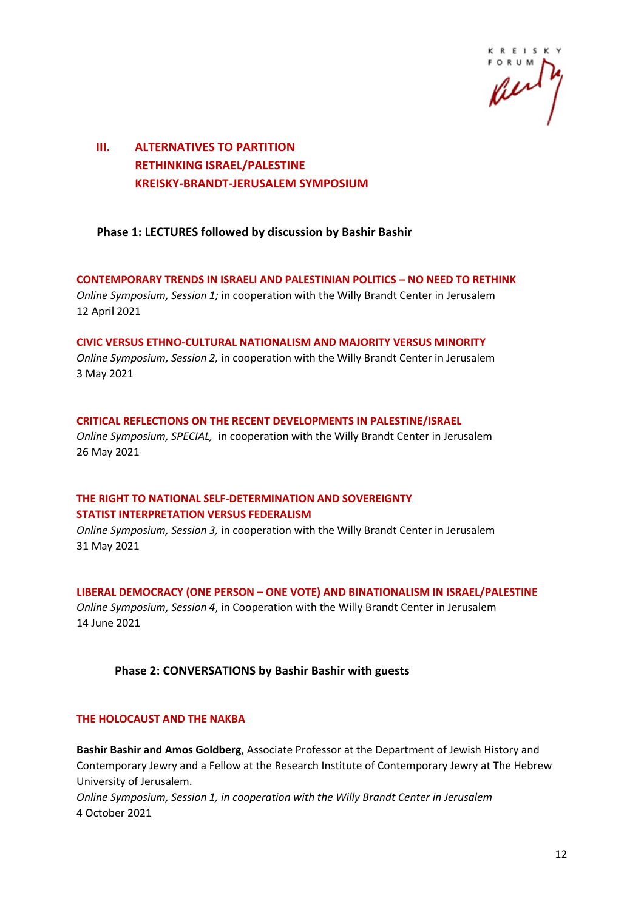## III. ALTERNATIVES TO PARTITION
## RETHINKING ISRAEL/PALESTINE
## KREISKY-BRANDT-JERUSALEM SYMPOSIUM

**Phase 1: LECTURES followed by discussion by Bashir Bashir**

**CONTEMPORARY TRENDS IN ISRAELI AND PALESTINIAN POLITICS – NO NEED TO RETHINK**
*Online Symposium, Session 1;* in cooperation with the Willy Brandt Center in Jerusalem
12 April 2021

**CIVIC VERSUS ETHNO-CULTURAL NATIONALISM AND MAJORITY VERSUS MINORITY**
*Online Symposium, Session 2,* in cooperation with the Willy Brandt Center in Jerusalem
3 May 2021

**CRITICAL REFLECTIONS ON THE RECENT DEVELOPMENTS IN PALESTINE/ISRAEL**
*Online Symposium, SPECIAL,* in cooperation with the Willy Brandt Center in Jerusalem
26 May 2021

**THE RIGHT TO NATIONAL SELF-DETERMINATION AND SOVEREIGNTY**
**STATIST INTERPRETATION VERSUS FEDERALISM**
*Online Symposium, Session 3,* in cooperation with the Willy Brandt Center in Jerusalem
31 May 2021

**LIBERAL DEMOCRACY (ONE PERSON – ONE VOTE) AND BINATIONALISM IN ISRAEL/PALESTINE**
*Online Symposium, Session 4*, in Cooperation with the Willy Brandt Center in Jerusalem
14 June 2021

**Phase 2: CONVERSATIONS by Bashir Bashir with guests**

**THE HOLOCAUST AND THE NAKBA**

**Bashir Bashir and Amos Goldberg**, Associate Professor at the Department of Jewish History and Contemporary Jewry and a Fellow at the Research Institute of Contemporary Jewry at The Hebrew University of Jerusalem.
*Online Symposium, Session 1, in cooperation with the Willy Brandt Center in Jerusalem*
4 October 2021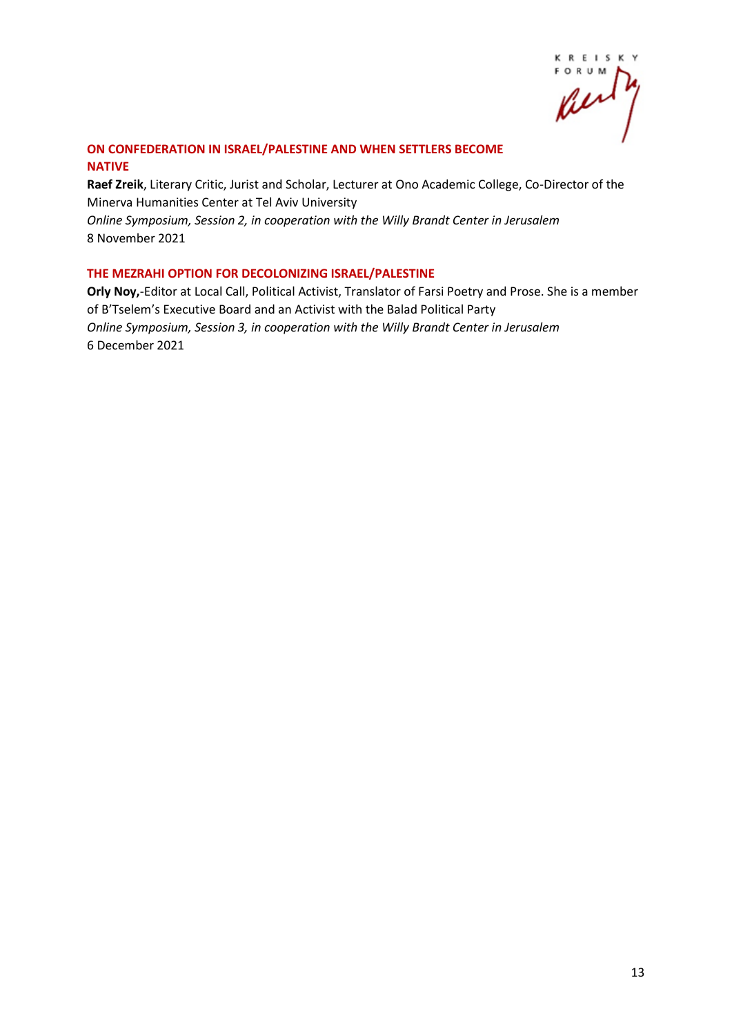### ON CONFEDERATION IN ISRAEL/PALESTINE AND WHEN SETTLERS BECOME NATIVE

**Raef Zreik**, Literary Critic, Jurist and Scholar, Lecturer at Ono Academic College, Co-Director of the Minerva Humanities Center at Tel Aviv University
*Online Symposium, Session 2, in cooperation with the Willy Brandt Center in Jerusalem*
8 November 2021

### THE MEZRAHI OPTION FOR DECOLONIZING ISRAEL/PALESTINE

**Orly Noy,**-Editor at Local Call, Political Activist, Translator of Farsi Poetry and Prose. She is a member of B'Tselem's Executive Board and an Activist with the Balad Political Party
*Online Symposium, Session 3, in cooperation with the Willy Brandt Center in Jerusalem*
6 December 2021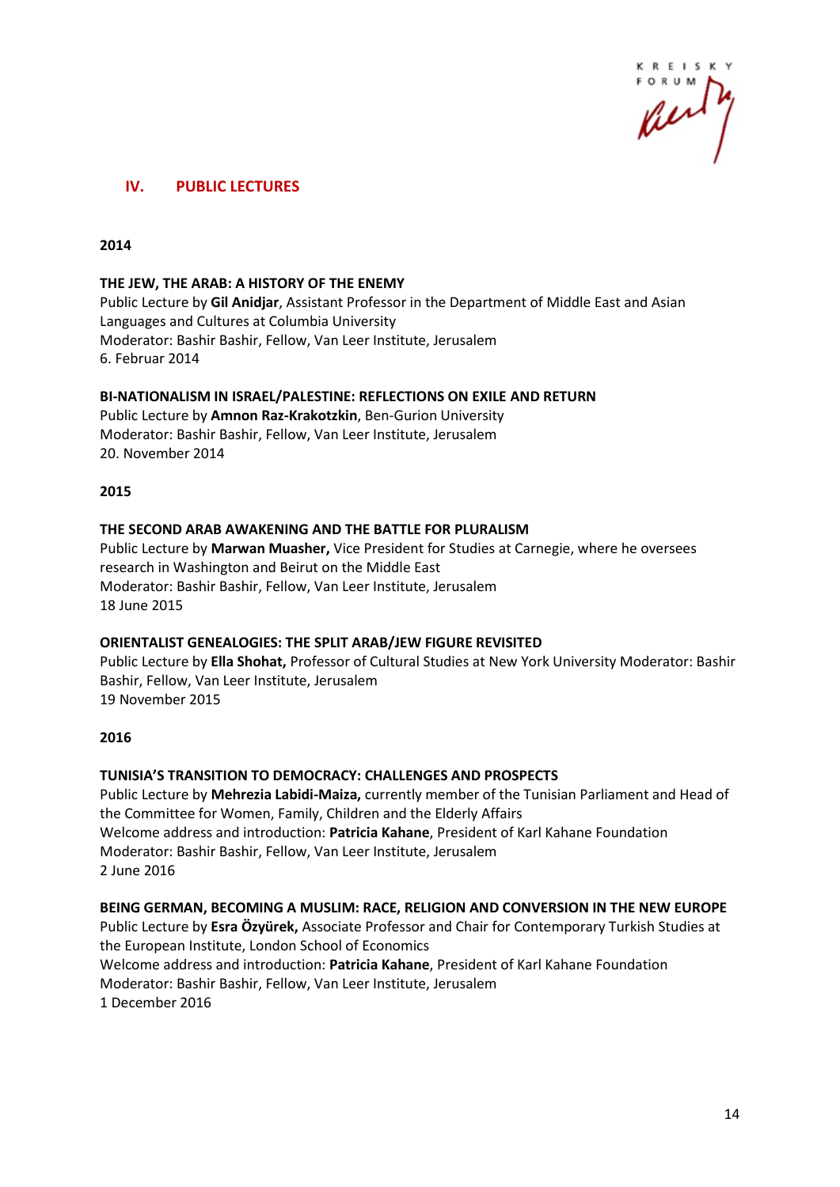## IV. PUBLIC LECTURES

**2014**

**THE JEW, THE ARAB: A HISTORY OF THE ENEMY**
Public Lecture by **Gil Anidjar**, Assistant Professor in the Department of Middle East and Asian Languages and Cultures at Columbia University
Moderator: Bashir Bashir, Fellow, Van Leer Institute, Jerusalem
6. Februar 2014

**BI-NATIONALISM IN ISRAEL/PALESTINE: REFLECTIONS ON EXILE AND RETURN**
Public Lecture by **Amnon Raz-Krakotzkin**, Ben-Gurion University
Moderator: Bashir Bashir, Fellow, Van Leer Institute, Jerusalem
20. November 2014

**2015**

**THE SECOND ARAB AWAKENING AND THE BATTLE FOR PLURALISM**
Public Lecture by **Marwan Muasher,** Vice President for Studies at Carnegie, where he oversees research in Washington and Beirut on the Middle East
Moderator: Bashir Bashir, Fellow, Van Leer Institute, Jerusalem
18 June 2015

**ORIENTALIST GENEALOGIES: THE SPLIT ARAB/JEW FIGURE REVISITED**
Public Lecture by **Ella Shohat,** Professor of Cultural Studies at New York University Moderator: Bashir Bashir, Fellow, Van Leer Institute, Jerusalem
19 November 2015

**2016**

**TUNISIA'S TRANSITION TO DEMOCRACY: CHALLENGES AND PROSPECTS**
Public Lecture by **Mehrezia Labidi-Maiza,** currently member of the Tunisian Parliament and Head of the Committee for Women, Family, Children and the Elderly Affairs
Welcome address and introduction: **Patricia Kahane**, President of Karl Kahane Foundation
Moderator: Bashir Bashir, Fellow, Van Leer Institute, Jerusalem
2 June 2016

**BEING GERMAN, BECOMING A MUSLIM: RACE, RELIGION AND CONVERSION IN THE NEW EUROPE**
Public Lecture by **Esra Özyürek,** Associate Professor and Chair for Contemporary Turkish Studies at the European Institute, London School of Economics
Welcome address and introduction: **Patricia Kahane**, President of Karl Kahane Foundation
Moderator: Bashir Bashir, Fellow, Van Leer Institute, Jerusalem
1 December 2016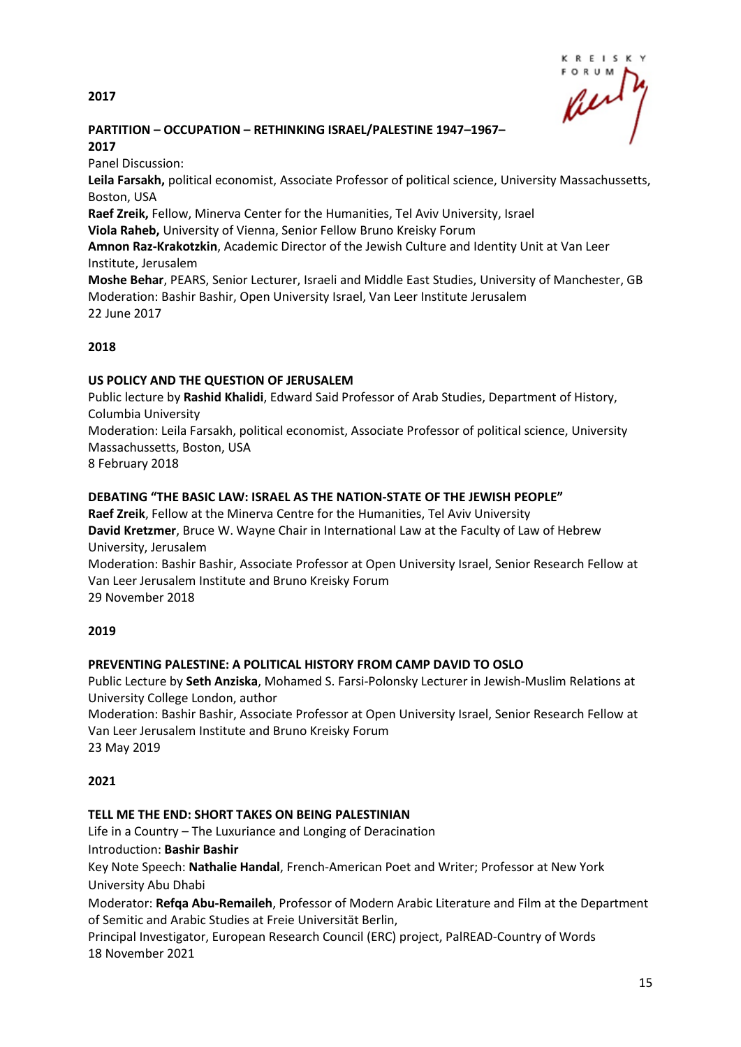## 2017

### PARTITION – OCCUPATION – RETHINKING ISRAEL/PALESTINE 1947–1967–2017

Panel Discussion:
**Leila Farsakh,** political economist, Associate Professor of political science, University Massachussetts, Boston, USA
**Raef Zreik,** Fellow, Minerva Center for the Humanities, Tel Aviv University, Israel
**Viola Raheb,** University of Vienna, Senior Fellow Bruno Kreisky Forum
**Amnon Raz-Krakotzkin**, Academic Director of the Jewish Culture and Identity Unit at Van Leer Institute, Jerusalem
**Moshe Behar**, PEARS, Senior Lecturer, Israeli and Middle East Studies, University of Manchester, GB
Moderation: Bashir Bashir, Open University Israel, Van Leer Institute Jerusalem
22 June 2017

## 2018

### US POLICY AND THE QUESTION OF JERUSALEM

Public lecture by **Rashid Khalidi**, Edward Said Professor of Arab Studies, Department of History, Columbia University
Moderation: Leila Farsakh, political economist, Associate Professor of political science, University Massachussetts, Boston, USA
8 February 2018

### DEBATING "THE BASIC LAW: ISRAEL AS THE NATION-STATE OF THE JEWISH PEOPLE"

**Raef Zreik**, Fellow at the Minerva Centre for the Humanities, Tel Aviv University
**David Kretzmer**, Bruce W. Wayne Chair in International Law at the Faculty of Law of Hebrew University, Jerusalem
Moderation: Bashir Bashir, Associate Professor at Open University Israel, Senior Research Fellow at Van Leer Jerusalem Institute and Bruno Kreisky Forum
29 November 2018

## 2019

### PREVENTING PALESTINE: A POLITICAL HISTORY FROM CAMP DAVID TO OSLO

Public Lecture by **Seth Anziska**, Mohamed S. Farsi-Polonsky Lecturer in Jewish-Muslim Relations at University College London, author
Moderation: Bashir Bashir, Associate Professor at Open University Israel, Senior Research Fellow at Van Leer Jerusalem Institute and Bruno Kreisky Forum
23 May 2019

## 2021

### TELL ME THE END: SHORT TAKES ON BEING PALESTINIAN

Life in a Country – The Luxuriance and Longing of Deracination
Introduction: **Bashir Bashir**
Key Note Speech: **Nathalie Handal**, French-American Poet and Writer; Professor at New York University Abu Dhabi
Moderator: **Refqa Abu-Remaileh**, Professor of Modern Arabic Literature and Film at the Department of Semitic and Arabic Studies at Freie Universität Berlin,
Principal Investigator, European Research Council (ERC) project, PalREAD-Country of Words
18 November 2021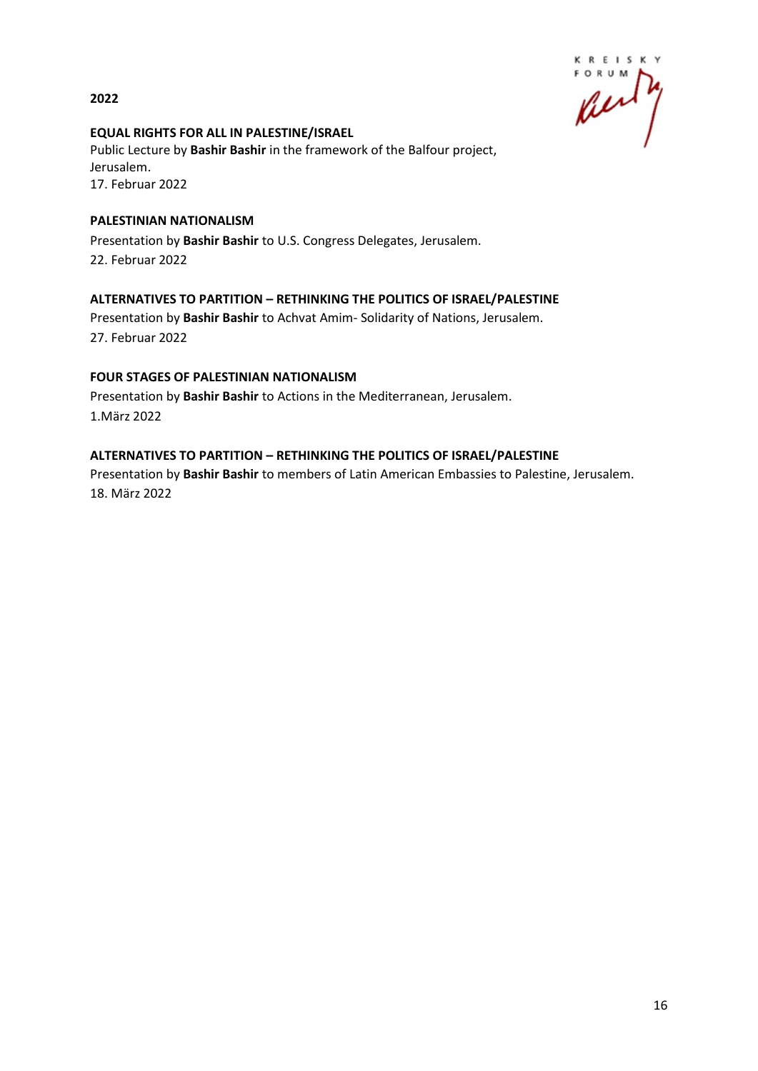**2022**

**EQUAL RIGHTS FOR ALL IN PALESTINE/ISRAEL**
Public Lecture by **Bashir Bashir** in the framework of the Balfour project,
Jerusalem.
17. Februar 2022

**PALESTINIAN NATIONALISM**
Presentation by **Bashir Bashir** to U.S. Congress Delegates, Jerusalem.
22. Februar 2022

**ALTERNATIVES TO PARTITION – RETHINKING THE POLITICS OF ISRAEL/PALESTINE**
Presentation by **Bashir Bashir** to Achvat Amim- Solidarity of Nations, Jerusalem.
27. Februar 2022

**FOUR STAGES OF PALESTINIAN NATIONALISM**
Presentation by **Bashir Bashir** to Actions in the Mediterranean, Jerusalem.
1.März 2022

**ALTERNATIVES TO PARTITION – RETHINKING THE POLITICS OF ISRAEL/PALESTINE**
Presentation by **Bashir Bashir** to members of Latin American Embassies to Palestine, Jerusalem.
18. März 2022